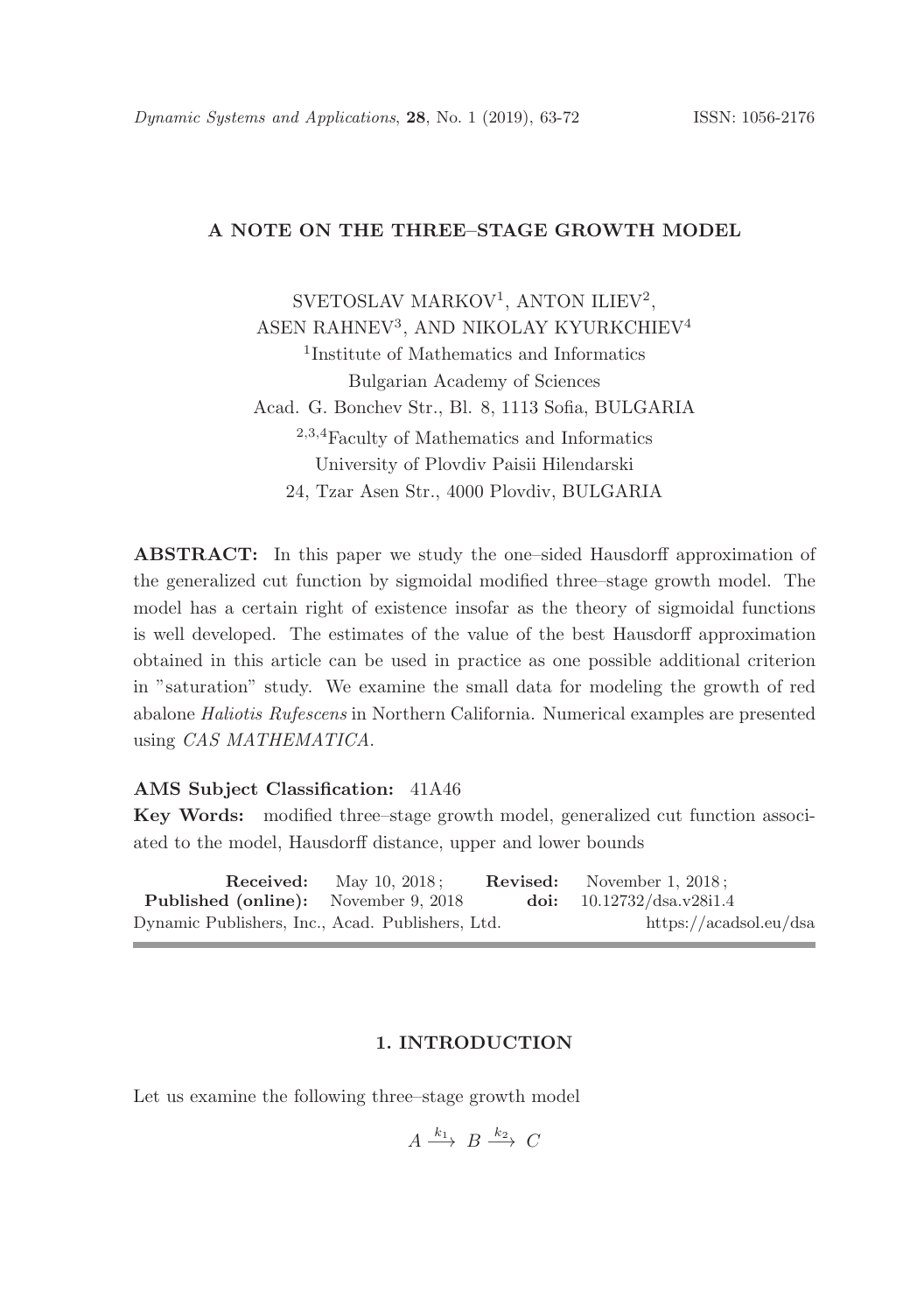# A NOTE ON THE THREE–STAGE GROWTH MODEL

SVETOSLAV MARKOV[1], ANTON ILIEV[2], ASEN RAHNEV[3], AND NIKOLAY KYURKCHIEV[4]

[1]Institute of Mathematics and Informatics
Bulgarian Academy of Sciences
Acad. G. Bonchev Str., Bl. 8, 1113 Sofia, BULGARIA

[2,3,4]Faculty of Mathematics and Informatics
University of Plovdiv Paisii Hilendarski
24, Tzar Asen Str., 4000 Plovdiv, BULGARIA

**ABSTRACT:** In this paper we study the one–sided Hausdorff approximation of the generalized cut function by sigmoidal modified three–stage growth model. The model has a certain right of existence insofar as the theory of sigmoidal functions is well developed. The estimates of the value of the best Hausdorff approximation obtained in this article can be used in practice as one possible additional criterion in "saturation" study. We examine the small data for modeling the growth of red abalone *Haliotis Rufescens* in Northern California. Numerical examples are presented using *CAS MATHEMATICA*.

**AMS Subject Classification:** 41A46

**Key Words:** modified three–stage growth model, generalized cut function associated to the model, Hausdorff distance, upper and lower bounds

**Received:** May 10, 2018; **Revised:** November 1, 2018;
**Published (online):** November 9, 2018 **doi:** 10.12732/dsa.v28i1.4
Dynamic Publishers, Inc., Acad. Publishers, Ltd. https://acadsol.eu/dsa

## 1. INTRODUCTION

Let us examine the following three–stage growth model

$$A \xrightarrow{k_1} B \xrightarrow{k_2} C$$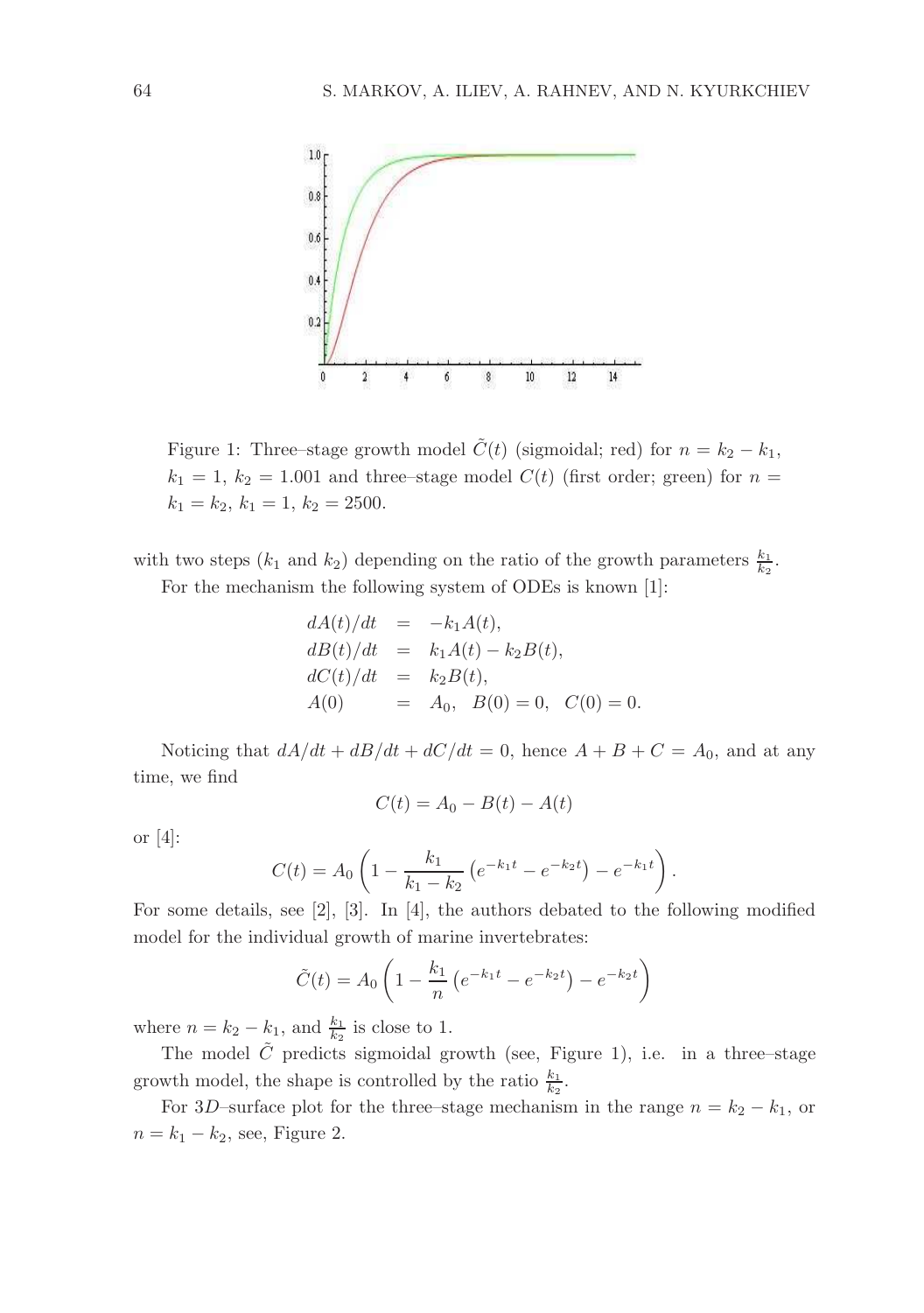Figure 1: Three–stage growth model $\tilde{C}(t)$ (sigmoidal; red) for $n = k_2 - k_1$, $k_1 = 1$, $k_2 = 1.001$ and three–stage model $C(t)$ (first order; green) for $n = k_1 = k_2$, $k_1 = 1$, $k_2 = 2500$.

with two steps ($k_1$ and $k_2$) depending on the ratio of the growth parameters $\frac{k_1}{k_2}$.

For the mechanism the following system of ODEs is known [1]:

$$
\begin{aligned}
dA(t)/dt &= -k_1 A(t), \\
dB(t)/dt &= k_1 A(t) - k_2 B(t), \\
dC(t)/dt &= k_2 B(t), \\
A(0) &= A_0, \quad B(0) = 0, \quad C(0) = 0.
\end{aligned}
$$

Noticing that $dA/dt + dB/dt + dC/dt = 0$, hence $A + B + C = A_0$, and at any time, we find

$$
C(t) = A_0 - B(t) - A(t)
$$

or [4]:

$$
C(t) = A_0 \left( 1 - \frac{k_1}{k_1 - k_2} \left( e^{-k_1 t} - e^{-k_2 t} \right) - e^{-k_1 t} \right).
$$

For some details, see [2], [3]. In [4], the authors debated to the following modified model for the individual growth of marine invertebrates:

$$
\tilde{C}(t) = A_0 \left( 1 - \frac{k_1}{n} \left( e^{-k_1 t} - e^{-k_2 t} \right) - e^{-k_2 t} \right)
$$

where $n = k_2 - k_1$, and $\frac{k_1}{k_2}$ is close to 1.

The model $\tilde{C}$ predicts sigmoidal growth (see, Figure 1), i.e. in a three–stage growth model, the shape is controlled by the ratio $\frac{k_1}{k_2}$.

For $3D$–surface plot for the three–stage mechanism in the range $n = k_2 - k_1$, or $n = k_1 - k_2$, see, Figure 2.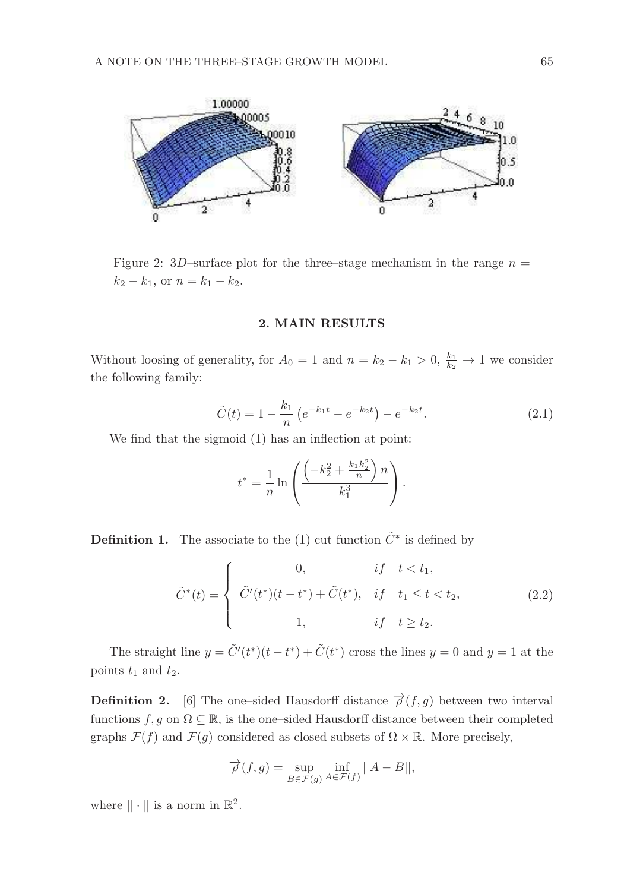Figure 2: $3D$–surface plot for the three–stage mechanism in the range $n = k_2 - k_1$, or $n = k_1 - k_2$.

## 2. MAIN RESULTS

Without loosing of generality, for $A_0 = 1$ and $n = k_2 - k_1 > 0$, $\frac{k_1}{k_2} \to 1$ we consider the following family:

$$\tilde{C}(t) = 1 - \frac{k_1}{n}\left(e^{-k_1 t} - e^{-k_2 t}\right) - e^{-k_2 t}. \tag{2.1}$$

We find that the sigmoid (1) has an inflection at point:

$$t^* = \frac{1}{n}\ln\left(\frac{\left(-k_2^2 + \frac{k_1 k_2^2}{n}\right)n}{k_1^3}\right).$$

**Definition 1.** The associate to the (1) cut function $\tilde{C}^*$ is defined by

$$\tilde{C}^*(t) = \begin{cases} 0, & if \quad t < t_1, \\ \tilde{C}'(t^*)(t - t^*) + \tilde{C}(t^*), & if \quad t_1 \le t < t_2, \\ 1, & if \quad t \ge t_2. \end{cases} \tag{2.2}$$

The straight line $y = \tilde{C}'(t^*)(t - t^*) + \tilde{C}(t^*)$ cross the lines $y = 0$ and $y = 1$ at the points $t_1$ and $t_2$.

**Definition 2.** [6] The one–sided Hausdorff distance $\overrightarrow{\rho}(f, g)$ between two interval functions $f, g$ on $\Omega \subseteq \mathbb{R}$, is the one–sided Hausdorff distance between their completed graphs $\mathcal{F}(f)$ and $\mathcal{F}(g)$ considered as closed subsets of $\Omega \times \mathbb{R}$. More precisely,

$$\overrightarrow{\rho}(f, g) = \sup_{B \in \mathcal{F}(g)} \inf_{A \in \mathcal{F}(f)} ||A - B||,$$

where $|| \cdot ||$ is a norm in $\mathbb{R}^2$.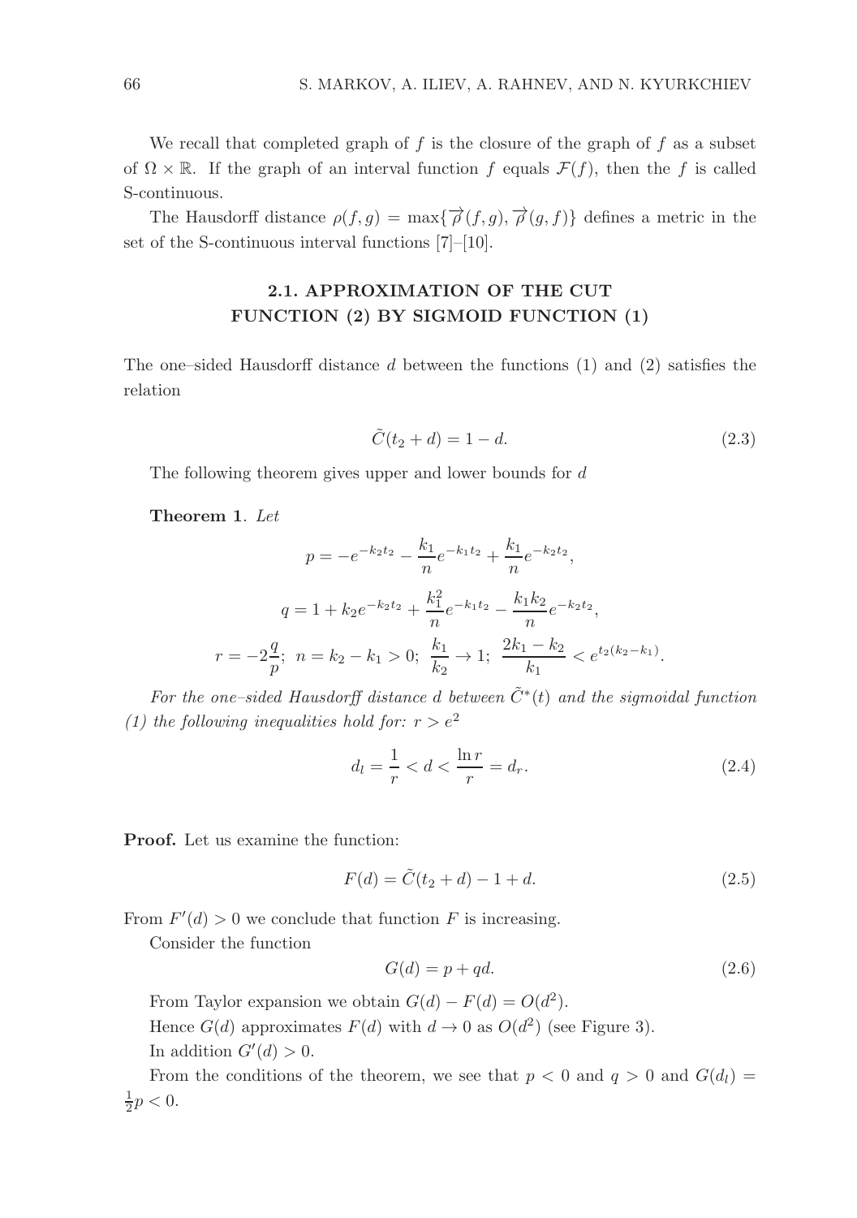We recall that completed graph of $f$ is the closure of the graph of $f$ as a subset of $\Omega \times \mathbb{R}$. If the graph of an interval function $f$ equals $\mathcal{F}(f)$, then the $f$ is called S-continuous.

The Hausdorff distance $\rho(f,g) = \max\{\overrightarrow{\rho}(f,g), \overrightarrow{\rho}(g,f)\}$ defines a metric in the set of the S-continuous interval functions [7]–[10].

## 2.1. APPROXIMATION OF THE CUT FUNCTION (2) BY SIGMOID FUNCTION (1)

The one–sided Hausdorff distance $d$ between the functions (1) and (2) satisfies the relation

$$\tilde{C}(t_2 + d) = 1 - d. \tag{2.3}$$

The following theorem gives upper and lower bounds for $d$

**Theorem 1**. *Let*

$$p = -e^{-k_2 t_2} - \frac{k_1}{n} e^{-k_1 t_2} + \frac{k_1}{n} e^{-k_2 t_2},$$

$$q = 1 + k_2 e^{-k_2 t_2} + \frac{k_1^2}{n} e^{-k_1 t_2} - \frac{k_1 k_2}{n} e^{-k_2 t_2},$$

$$r = -2\frac{q}{p};\ \ n = k_2 - k_1 > 0;\ \ \frac{k_1}{k_2} \to 1;\ \ \frac{2k_1 - k_2}{k_1} < e^{t_2(k_2 - k_1)}.$$

*For the one–sided Hausdorff distance $d$ between $\tilde{C}^*(t)$ and the sigmoidal function (1) the following inequalities hold for: $r > e^2$*

$$d_l = \frac{1}{r} < d < \frac{\ln r}{r} = d_r. \tag{2.4}$$

**Proof.** Let us examine the function:

$$F(d) = \tilde{C}(t_2 + d) - 1 + d. \tag{2.5}$$

From $F'(d) > 0$ we conclude that function $F$ is increasing.

Consider the function

$$G(d) = p + qd. \tag{2.6}$$

From Taylor expansion we obtain $G(d) - F(d) = O(d^2)$.

Hence $G(d)$ approximates $F(d)$ with $d \to 0$ as $O(d^2)$ (see Figure 3).

In addition $G'(d) > 0$.

From the conditions of the theorem, we see that $p < 0$ and $q > 0$ and $G(d_l) = \frac{1}{2}p < 0$.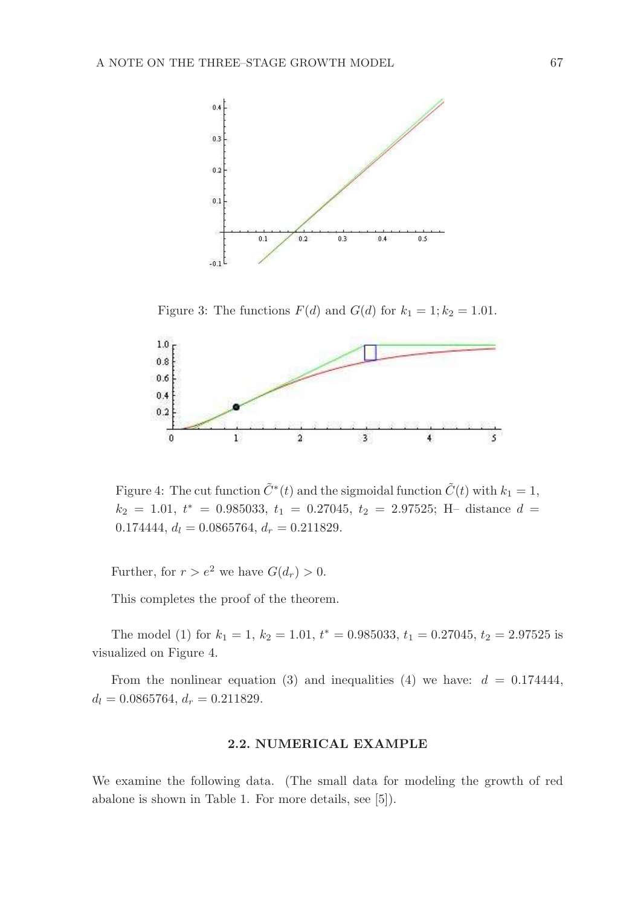Figure 3: The functions $F(d)$ and $G(d)$ for $k_1 = 1; k_2 = 1.01$.

Figure 4: The cut function $\tilde{C}^*(t)$ and the sigmoidal function $\tilde{C}(t)$ with $k_1 = 1$, $k_2 = 1.01$, $t^* = 0.985033$, $t_1 = 0.27045$, $t_2 = 2.97525$; H– distance $d = 0.174444$, $d_l = 0.0865764$, $d_r = 0.211829$.

Further, for $r > e^2$ we have $G(d_r) > 0$.

This completes the proof of the theorem.

The model (1) for $k_1 = 1$, $k_2 = 1.01$, $t^* = 0.985033$, $t_1 = 0.27045$, $t_2 = 2.97525$ is visualized on Figure 4.

From the nonlinear equation (3) and inequalities (4) we have: $d = 0.174444$, $d_l = 0.0865764$, $d_r = 0.211829$.

### 2.2. NUMERICAL EXAMPLE

We examine the following data. (The small data for modeling the growth of red abalone is shown in Table 1. For more details, see [5]).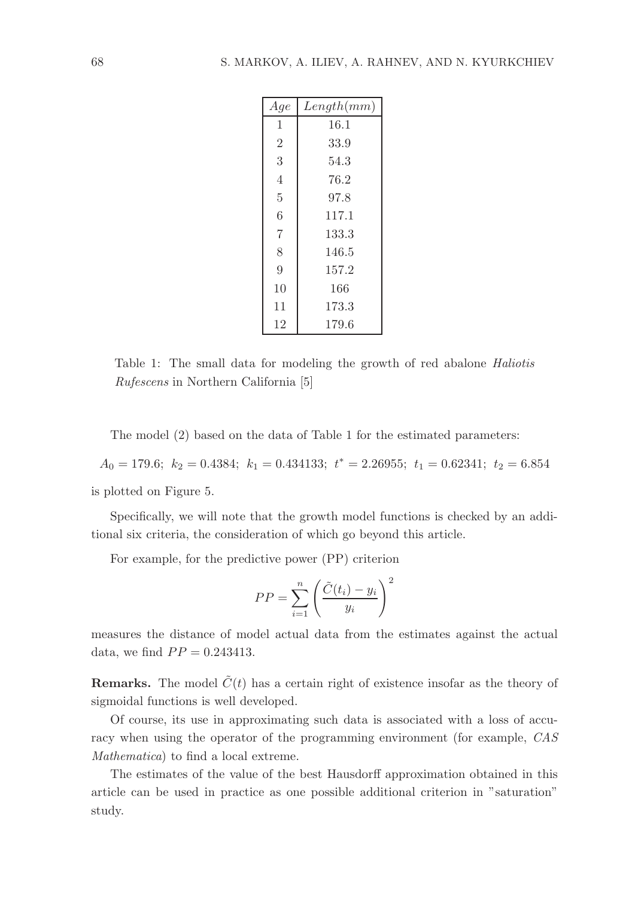| $Age$ | $Length(mm)$ |
|---|---|
| 1 | 16.1 |
| 2 | 33.9 |
| 3 | 54.3 |
| 4 | 76.2 |
| 5 | 97.8 |
| 6 | 117.1 |
| 7 | 133.3 |
| 8 | 146.5 |
| 9 | 157.2 |
| 10 | 166 |
| 11 | 173.3 |
| 12 | 179.6 |

Table 1: The small data for modeling the growth of red abalone *Haliotis Rufescens* in Northern California [5]

The model (2) based on the data of Table 1 for the estimated parameters:

$$A_0 = 179.6;\ k_2 = 0.4384;\ k_1 = 0.434133;\ t^* = 2.26955;\ t_1 = 0.62341;\ t_2 = 6.854$$

is plotted on Figure 5.

Specifically, we will note that the growth model functions is checked by an additional six criteria, the consideration of which go beyond this article.

For example, for the predictive power (PP) criterion

$$PP = \sum_{i=1}^{n} \left( \frac{\tilde{C}(t_i) - y_i}{y_i} \right)^2$$

measures the distance of model actual data from the estimates against the actual data, we find $PP = 0.243413$.

**Remarks.** The model $\tilde{C}(t)$ has a certain right of existence insofar as the theory of sigmoidal functions is well developed.

Of course, its use in approximating such data is associated with a loss of accuracy when using the operator of the programming environment (for example, *CAS Mathematica*) to find a local extreme.

The estimates of the value of the best Hausdorff approximation obtained in this article can be used in practice as one possible additional criterion in "saturation" study.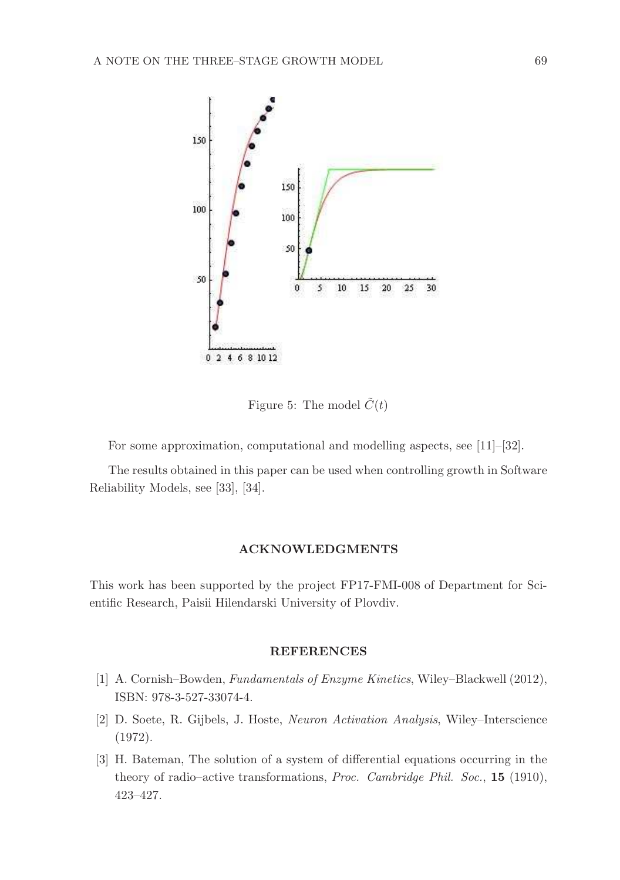Figure 5: The model $\tilde{C}(t)$

For some approximation, computational and modelling aspects, see [11]–[32].

The results obtained in this paper can be used when controlling growth in Software Reliability Models, see [33], [34].

## ACKNOWLEDGMENTS

This work has been supported by the project FP17-FMI-008 of Department for Scientific Research, Paisii Hilendarski University of Plovdiv.

## REFERENCES

[1] A. Cornish–Bowden, *Fundamentals of Enzyme Kinetics*, Wiley–Blackwell (2012), ISBN: 978-3-527-33074-4.

[2] D. Soete, R. Gijbels, J. Hoste, *Neuron Activation Analysis*, Wiley–Interscience (1972).

[3] H. Bateman, The solution of a system of differential equations occurring in the theory of radio–active transformations, *Proc. Cambridge Phil. Soc.*, **15** (1910), 423–427.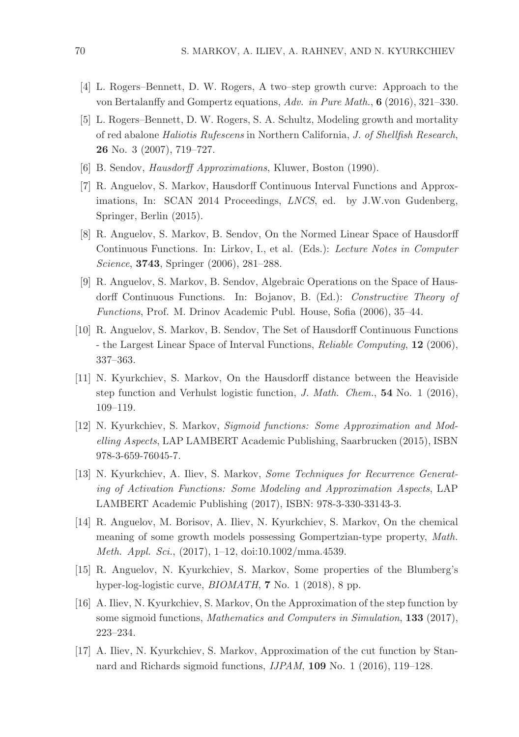[4] L. Rogers–Bennett, D. W. Rogers, A two–step growth curve: Approach to the von Bertalanffy and Gompertz equations, *Adv. in Pure Math.*, **6** (2016), 321–330.

[5] L. Rogers–Bennett, D. W. Rogers, S. A. Schultz, Modeling growth and mortality of red abalone *Haliotis Rufescens* in Northern California, *J. of Shellfish Research*, **26** No. 3 (2007), 719–727.

[6] B. Sendov, *Hausdorff Approximations*, Kluwer, Boston (1990).

[7] R. Anguelov, S. Markov, Hausdorff Continuous Interval Functions and Approximations, In: SCAN 2014 Proceedings, *LNCS*, ed. by J.W.von Gudenberg, Springer, Berlin (2015).

[8] R. Anguelov, S. Markov, B. Sendov, On the Normed Linear Space of Hausdorff Continuous Functions. In: Lirkov, I., et al. (Eds.): *Lecture Notes in Computer Science*, **3743**, Springer (2006), 281–288.

[9] R. Anguelov, S. Markov, B. Sendov, Algebraic Operations on the Space of Hausdorff Continuous Functions. In: Bojanov, B. (Ed.): *Constructive Theory of Functions*, Prof. M. Drinov Academic Publ. House, Sofia (2006), 35–44.

[10] R. Anguelov, S. Markov, B. Sendov, The Set of Hausdorff Continuous Functions - the Largest Linear Space of Interval Functions, *Reliable Computing*, **12** (2006), 337–363.

[11] N. Kyurkchiev, S. Markov, On the Hausdorff distance between the Heaviside step function and Verhulst logistic function, *J. Math. Chem.*, **54** No. 1 (2016), 109–119.

[12] N. Kyurkchiev, S. Markov, *Sigmoid functions: Some Approximation and Modelling Aspects*, LAP LAMBERT Academic Publishing, Saarbrucken (2015), ISBN 978-3-659-76045-7.

[13] N. Kyurkchiev, A. Iliev, S. Markov, *Some Techniques for Recurrence Generating of Activation Functions: Some Modeling and Approximation Aspects*, LAP LAMBERT Academic Publishing (2017), ISBN: 978-3-330-33143-3.

[14] R. Anguelov, M. Borisov, A. Iliev, N. Kyurkchiev, S. Markov, On the chemical meaning of some growth models possessing Gompertzian-type property, *Math. Meth. Appl. Sci.*, (2017), 1–12, doi:10.1002/mma.4539.

[15] R. Anguelov, N. Kyurkchiev, S. Markov, Some properties of the Blumberg's hyper-log-logistic curve, *BIOMATH*, **7** No. 1 (2018), 8 pp.

[16] A. Iliev, N. Kyurkchiev, S. Markov, On the Approximation of the step function by some sigmoid functions, *Mathematics and Computers in Simulation*, **133** (2017), 223–234.

[17] A. Iliev, N. Kyurkchiev, S. Markov, Approximation of the cut function by Stannard and Richards sigmoid functions, *IJPAM*, **109** No. 1 (2016), 119–128.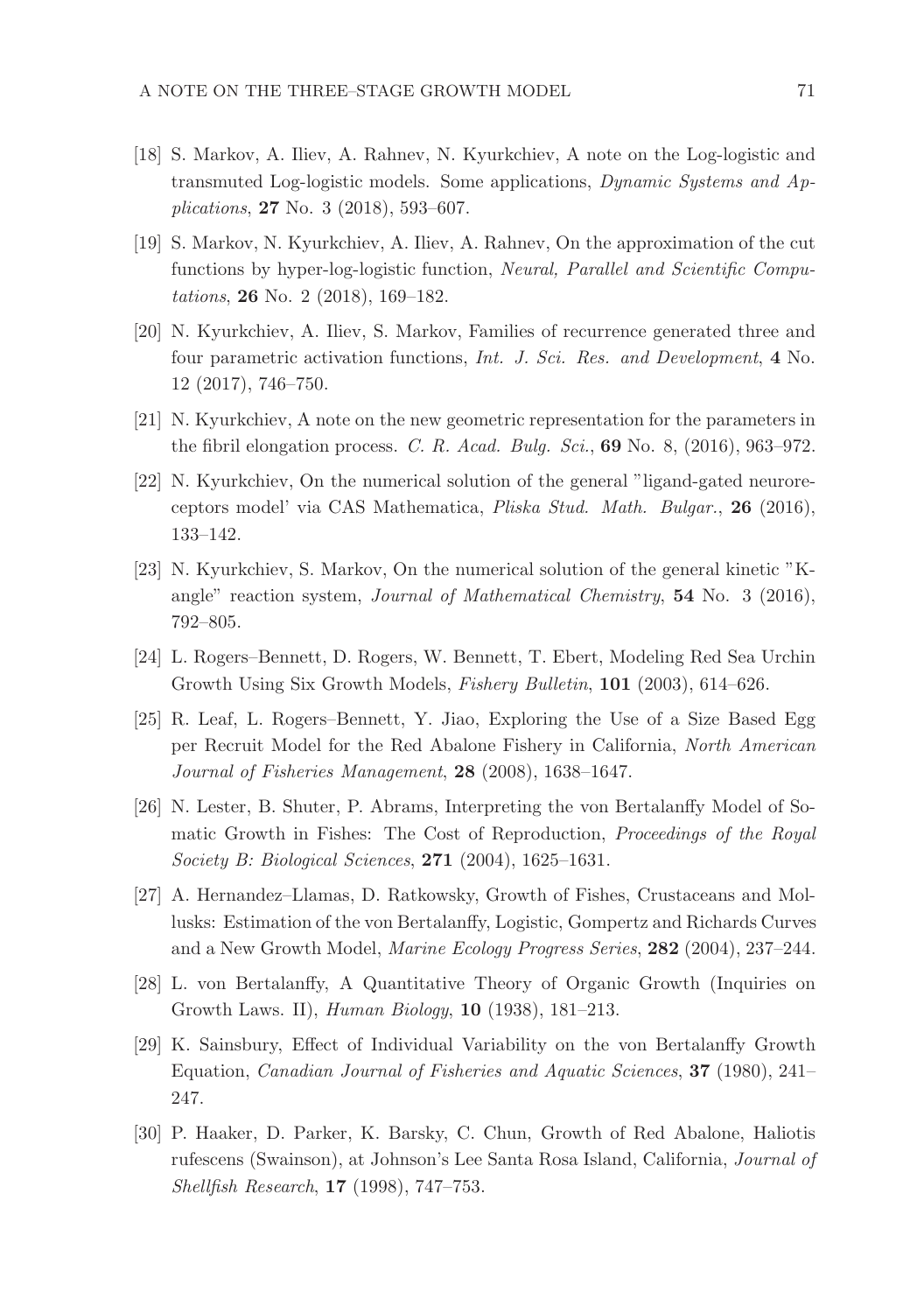[18] S. Markov, A. Iliev, A. Rahnev, N. Kyurkchiev, A note on the Log-logistic and transmuted Log-logistic models. Some applications, *Dynamic Systems and Applications*, **27** No. 3 (2018), 593–607.

[19] S. Markov, N. Kyurkchiev, A. Iliev, A. Rahnev, On the approximation of the cut functions by hyper-log-logistic function, *Neural, Parallel and Scientific Computations*, **26** No. 2 (2018), 169–182.

[20] N. Kyurkchiev, A. Iliev, S. Markov, Families of recurrence generated three and four parametric activation functions, *Int. J. Sci. Res. and Development*, **4** No. 12 (2017), 746–750.

[21] N. Kyurkchiev, A note on the new geometric representation for the parameters in the fibril elongation process. *C. R. Acad. Bulg. Sci.*, **69** No. 8, (2016), 963–972.

[22] N. Kyurkchiev, On the numerical solution of the general "ligand-gated neuroreceptors model' via CAS Mathematica, *Pliska Stud. Math. Bulgar.*, **26** (2016), 133–142.

[23] N. Kyurkchiev, S. Markov, On the numerical solution of the general kinetic "K-angle" reaction system, *Journal of Mathematical Chemistry*, **54** No. 3 (2016), 792–805.

[24] L. Rogers–Bennett, D. Rogers, W. Bennett, T. Ebert, Modeling Red Sea Urchin Growth Using Six Growth Models, *Fishery Bulletin*, **101** (2003), 614–626.

[25] R. Leaf, L. Rogers–Bennett, Y. Jiao, Exploring the Use of a Size Based Egg per Recruit Model for the Red Abalone Fishery in California, *North American Journal of Fisheries Management*, **28** (2008), 1638–1647.

[26] N. Lester, B. Shuter, P. Abrams, Interpreting the von Bertalanffy Model of Somatic Growth in Fishes: The Cost of Reproduction, *Proceedings of the Royal Society B: Biological Sciences*, **271** (2004), 1625–1631.

[27] A. Hernandez–Llamas, D. Ratkowsky, Growth of Fishes, Crustaceans and Mollusks: Estimation of the von Bertalanffy, Logistic, Gompertz and Richards Curves and a New Growth Model, *Marine Ecology Progress Series*, **282** (2004), 237–244.

[28] L. von Bertalanffy, A Quantitative Theory of Organic Growth (Inquiries on Growth Laws. II), *Human Biology*, **10** (1938), 181–213.

[29] K. Sainsbury, Effect of Individual Variability on the von Bertalanffy Growth Equation, *Canadian Journal of Fisheries and Aquatic Sciences*, **37** (1980), 241–247.

[30] P. Haaker, D. Parker, K. Barsky, C. Chun, Growth of Red Abalone, Haliotis rufescens (Swainson), at Johnson's Lee Santa Rosa Island, California, *Journal of Shellfish Research*, **17** (1998), 747–753.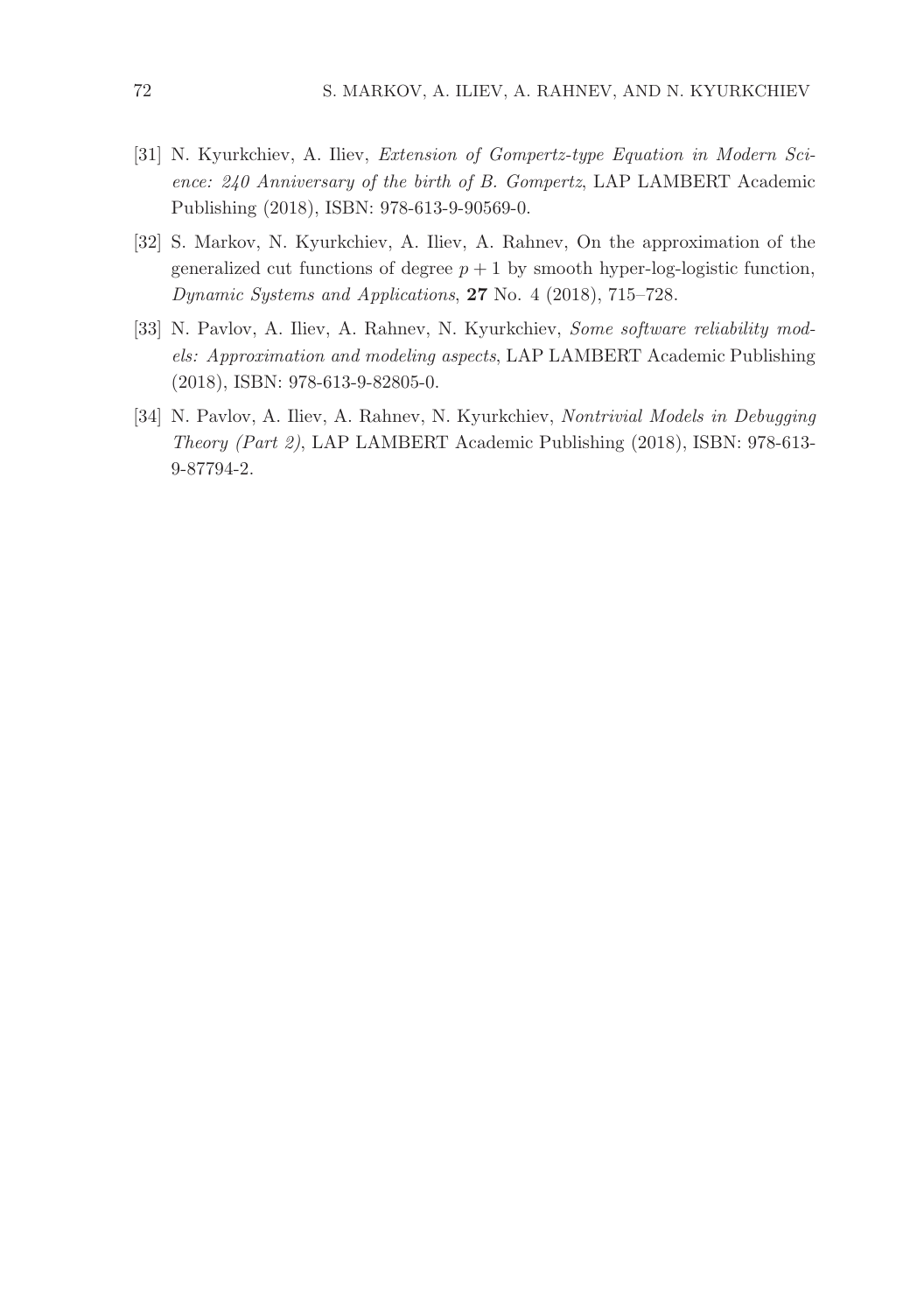[31] N. Kyurkchiev, A. Iliev, *Extension of Gompertz-type Equation in Modern Science: 240 Anniversary of the birth of B. Gompertz*, LAP LAMBERT Academic Publishing (2018), ISBN: 978-613-9-90569-0.

[32] S. Markov, N. Kyurkchiev, A. Iliev, A. Rahnev, On the approximation of the generalized cut functions of degree $p+1$ by smooth hyper-log-logistic function, *Dynamic Systems and Applications*, **27** No. 4 (2018), 715–728.

[33] N. Pavlov, A. Iliev, A. Rahnev, N. Kyurkchiev, *Some software reliability models: Approximation and modeling aspects*, LAP LAMBERT Academic Publishing (2018), ISBN: 978-613-9-82805-0.

[34] N. Pavlov, A. Iliev, A. Rahnev, N. Kyurkchiev, *Nontrivial Models in Debugging Theory (Part 2)*, LAP LAMBERT Academic Publishing (2018), ISBN: 978-613-9-87794-2.